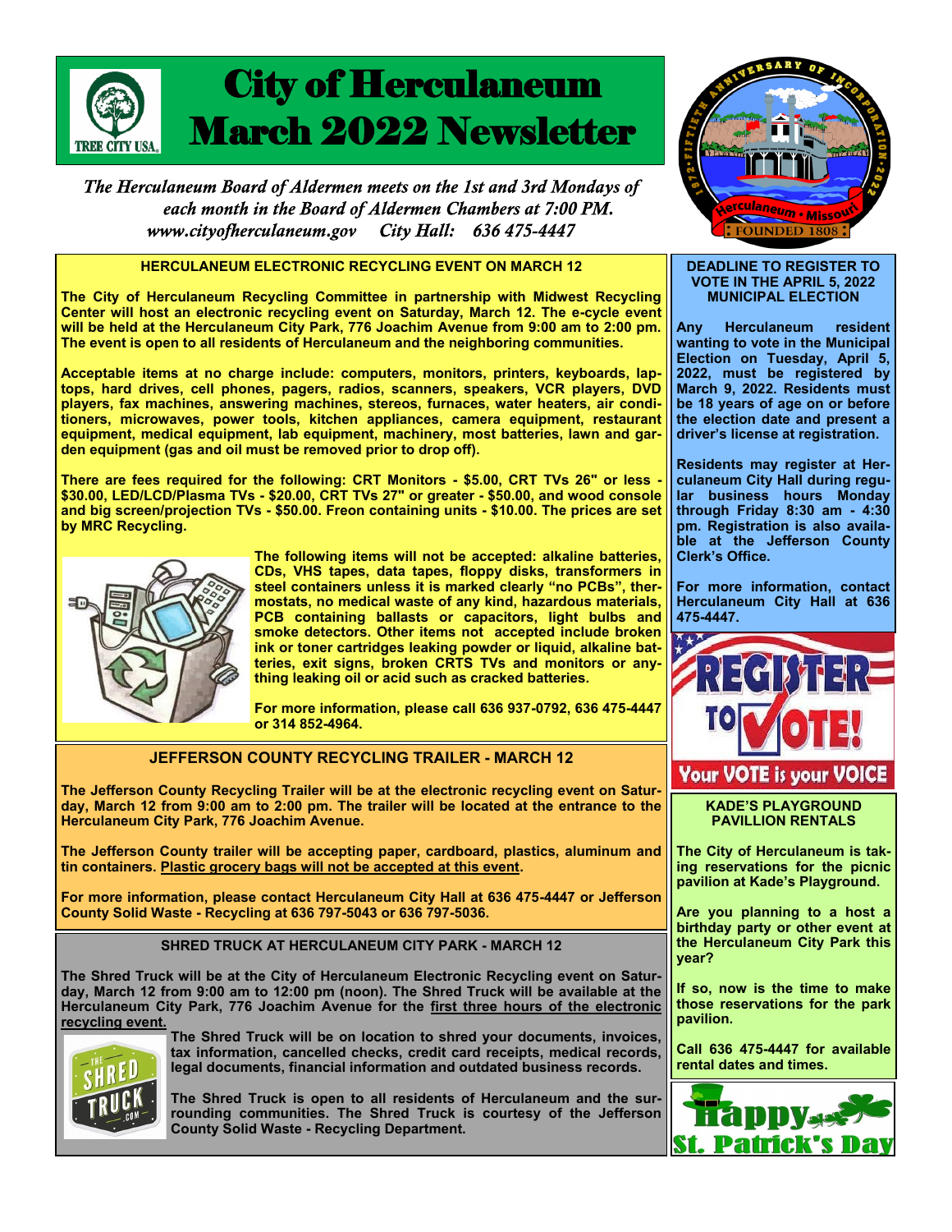# City of Herculaneum March 2022 Newsletter

*The Herculaneum Board of Aldermen meets on the 1st and 3rd Mondays of each month in the Board of Aldermen Chambers at 7:00 PM.*
*www.cityofherculaneum.gov     City Hall:     636 475-4447*

## HERCULANEUM ELECTRONIC RECYCLING EVENT ON MARCH 12

**The City of Herculaneum Recycling Committee in partnership with Midwest Recycling Center will host an electronic recycling event on Saturday, March 12. The e-cycle event will be held at the Herculaneum City Park, 776 Joachim Avenue from 9:00 am to 2:00 pm. The event is open to all residents of Herculaneum and the neighboring communities.**

**Acceptable items at no charge include: computers, monitors, printers, keyboards, laptops, hard drives, cell phones, pagers, radios, scanners, speakers, VCR players, DVD players, fax machines, answering machines, stereos, furnaces, water heaters, air conditioners, microwaves, power tools, kitchen appliances, camera equipment, restaurant equipment, medical equipment, lab equipment, machinery, most batteries, lawn and garden equipment (gas and oil must be removed prior to drop off).**

**There are fees required for the following: CRT Monitors - $5.00, CRT TVs 26" or less - $30.00, LED/LCD/Plasma TVs - $20.00, CRT TVs 27" or greater - $50.00, and wood console and big screen/projection TVs - $50.00. Freon containing units - $10.00. The prices are set by MRC Recycling.**

**The following items will not be accepted: alkaline batteries, CDs, VHS tapes, data tapes, floppy disks, transformers in steel containers unless it is marked clearly "no PCBs", thermostats, no medical waste of any kind, hazardous materials, PCB containing ballasts or capacitors, light bulbs and smoke detectors. Other items not accepted include broken ink or toner cartridges leaking powder or liquid, alkaline batteries, exit signs, broken CRTS TVs and monitors or anything leaking oil or acid such as cracked batteries.**

**For more information, please call 636 937-0792, 636 475-4447 or 314 852-4964.**

## JEFFERSON COUNTY RECYCLING TRAILER - MARCH 12

**The Jefferson County Recycling Trailer will be at the electronic recycling event on Saturday, March 12 from 9:00 am to 2:00 pm. The trailer will be located at the entrance to the Herculaneum City Park, 776 Joachim Avenue.**

**The Jefferson County trailer will be accepting paper, cardboard, plastics, aluminum and tin containers. Plastic grocery bags will not be accepted at this event.**

**For more information, please contact Herculaneum City Hall at 636 475-4447 or Jefferson County Solid Waste - Recycling at 636 797-5043 or 636 797-5036.**

## SHRED TRUCK AT HERCULANEUM CITY PARK - MARCH 12

**The Shred Truck will be at the City of Herculaneum Electronic Recycling event on Saturday, March 12 from 9:00 am to 12:00 pm (noon). The Shred Truck will be available at the Herculaneum City Park, 776 Joachim Avenue for the first three hours of the electronic recycling event.**

**The Shred Truck will be on location to shred your documents, invoices, tax information, cancelled checks, credit card receipts, medical records, legal documents, financial information and outdated business records.**

**The Shred Truck is open to all residents of Herculaneum and the surrounding communities. The Shred Truck is courtesy of the Jefferson County Solid Waste - Recycling Department.**

## DEADLINE TO REGISTER TO VOTE IN THE APRIL 5, 2022 MUNICIPAL ELECTION

**Any Herculaneum resident wanting to vote in the Municipal Election on Tuesday, April 5, 2022, must be registered by March 9, 2022. Residents must be 18 years of age on or before the election date and present a driver's license at registration.**

**Residents may register at Herculaneum City Hall during regular business hours Monday through Friday 8:30 am - 4:30 pm. Registration is also available at the Jefferson County Clerk's Office.**

**For more information, contact Herculaneum City Hall at 636 475-4447.**

## KADE'S PLAYGROUND PAVILLION RENTALS

**The City of Herculaneum is taking reservations for the picnic pavilion at Kade's Playground.**

**Are you planning to a host a birthday party or other event at the Herculaneum City Park this year?**

**If so, now is the time to make those reservations for the park pavilion.**

**Call 636 475-4447 for available rental dates and times.**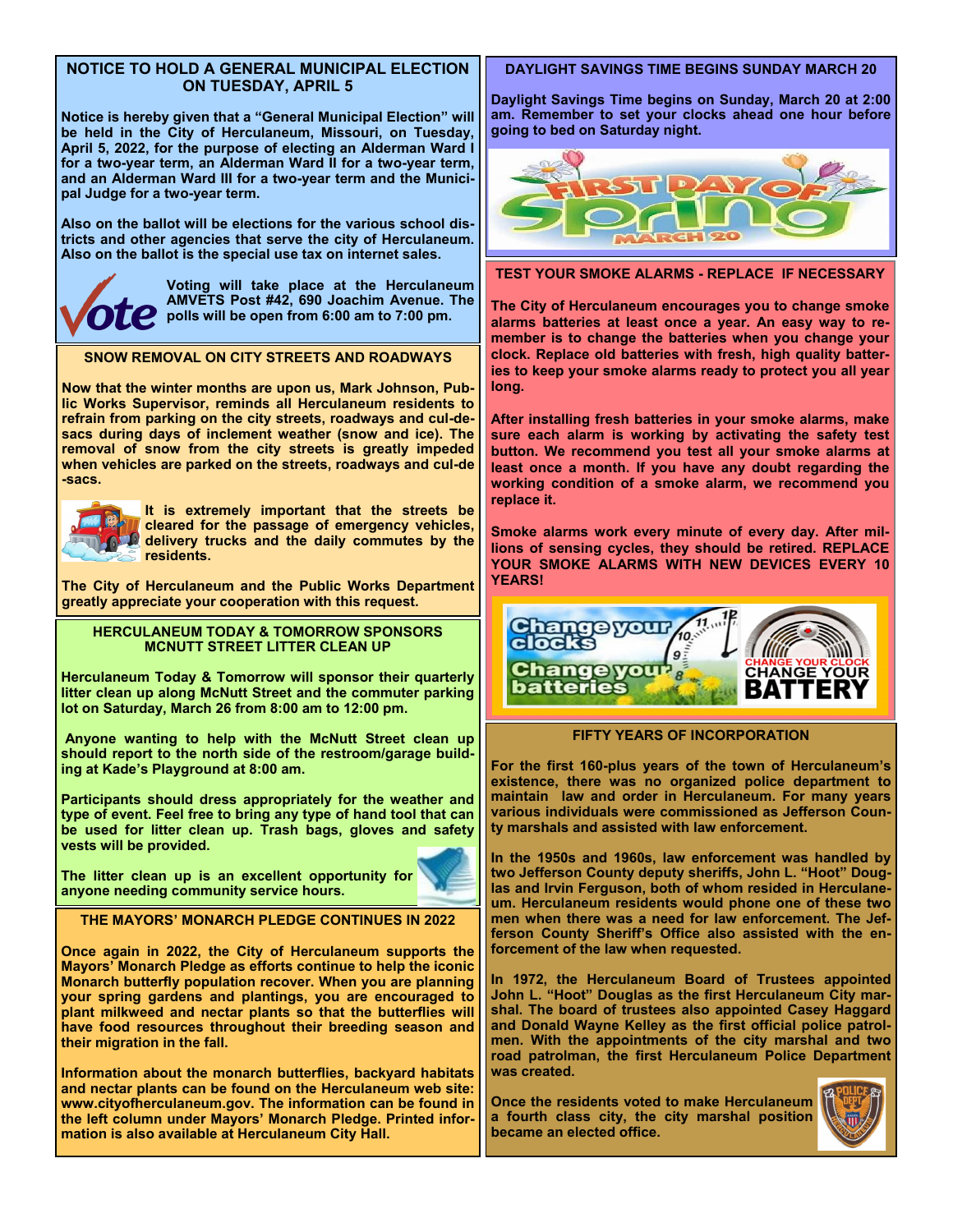## NOTICE TO HOLD A GENERAL MUNICIPAL ELECTION ON TUESDAY, APRIL 5

Notice is hereby given that a "General Municipal Election" will be held in the City of Herculaneum, Missouri, on Tuesday, April 5, 2022, for the purpose of electing an Alderman Ward I for a two-year term, an Alderman Ward II for a two-year term, and an Alderman Ward III for a two-year term and the Municipal Judge for a two-year term.

Also on the ballot will be elections for the various school districts and other agencies that serve the city of Herculaneum. Also on the ballot is the special use tax on internet sales.

Voting will take place at the Herculaneum AMVETS Post #42, 690 Joachim Avenue. The polls will be open from 6:00 am to 7:00 pm.

## SNOW REMOVAL ON CITY STREETS AND ROADWAYS

Now that the winter months are upon us, Mark Johnson, Public Works Supervisor, reminds all Herculaneum residents to refrain from parking on the city streets, roadways and cul-de-sacs during days of inclement weather (snow and ice). The removal of snow from the city streets is greatly impeded when vehicles are parked on the streets, roadways and cul-de-sacs.

It is extremely important that the streets be cleared for the passage of emergency vehicles, delivery trucks and the daily commutes by the residents.

The City of Herculaneum and the Public Works Department greatly appreciate your cooperation with this request.

## HERCULANEUM TODAY & TOMORROW SPONSORS MCNUTT STREET LITTER CLEAN UP

Herculaneum Today & Tomorrow will sponsor their quarterly litter clean up along McNutt Street and the commuter parking lot on Saturday, March 26 from 8:00 am to 12:00 pm.

Anyone wanting to help with the McNutt Street clean up should report to the north side of the restroom/garage building at Kade's Playground at 8:00 am.

Participants should dress appropriately for the weather and type of event. Feel free to bring any type of hand tool that can be used for litter clean up. Trash bags, gloves and safety vests will be provided.

The litter clean up is an excellent opportunity for anyone needing community service hours.

## THE MAYORS' MONARCH PLEDGE CONTINUES IN 2022

Once again in 2022, the City of Herculaneum supports the Mayors' Monarch Pledge as efforts continue to help the iconic Monarch butterfly population recover. When you are planning your spring gardens and plantings, you are encouraged to plant milkweed and nectar plants so that the butterflies will have food resources throughout their breeding season and their migration in the fall.

Information about the monarch butterflies, backyard habitats and nectar plants can be found on the Herculaneum web site: www.cityofherculaneum.gov. The information can be found in the left column under Mayors' Monarch Pledge. Printed information is also available at Herculaneum City Hall.

## DAYLIGHT SAVINGS TIME BEGINS SUNDAY MARCH 20

Daylight Savings Time begins on Sunday, March 20 at 2:00 am. Remember to set your clocks ahead one hour before going to bed on Saturday night.

## TEST YOUR SMOKE ALARMS - REPLACE IF NECESSARY

The City of Herculaneum encourages you to change smoke alarms batteries at least once a year. An easy way to remember is to change the batteries when you change your clock. Replace old batteries with fresh, high quality batteries to keep your smoke alarms ready to protect you all year long.

After installing fresh batteries in your smoke alarms, make sure each alarm is working by activating the safety test button. We recommend you test all your smoke alarms at least once a month. If you have any doubt regarding the working condition of a smoke alarm, we recommend you replace it.

Smoke alarms work every minute of every day. After millions of sensing cycles, they should be retired. REPLACE YOUR SMOKE ALARMS WITH NEW DEVICES EVERY 10 YEARS!

## FIFTY YEARS OF INCORPORATION

For the first 160-plus years of the town of Herculaneum's existence, there was no organized police department to maintain law and order in Herculaneum. For many years various individuals were commissioned as Jefferson County marshals and assisted with law enforcement.

In the 1950s and 1960s, law enforcement was handled by two Jefferson County deputy sheriffs, John L. "Hoot" Douglas and Irvin Ferguson, both of whom resided in Herculaneum. Herculaneum residents would phone one of these two men when there was a need for law enforcement. The Jefferson County Sheriff's Office also assisted with the enforcement of the law when requested.

In 1972, the Herculaneum Board of Trustees appointed John L. "Hoot" Douglas as the first Herculaneum City marshal. The board of trustees also appointed Casey Haggard and Donald Wayne Kelley as the first official police patrolmen. With the appointments of the city marshal and two road patrolmen, the first Herculaneum Police Department was created.

Once the residents voted to make Herculaneum a fourth class city, the city marshal position became an elected office.